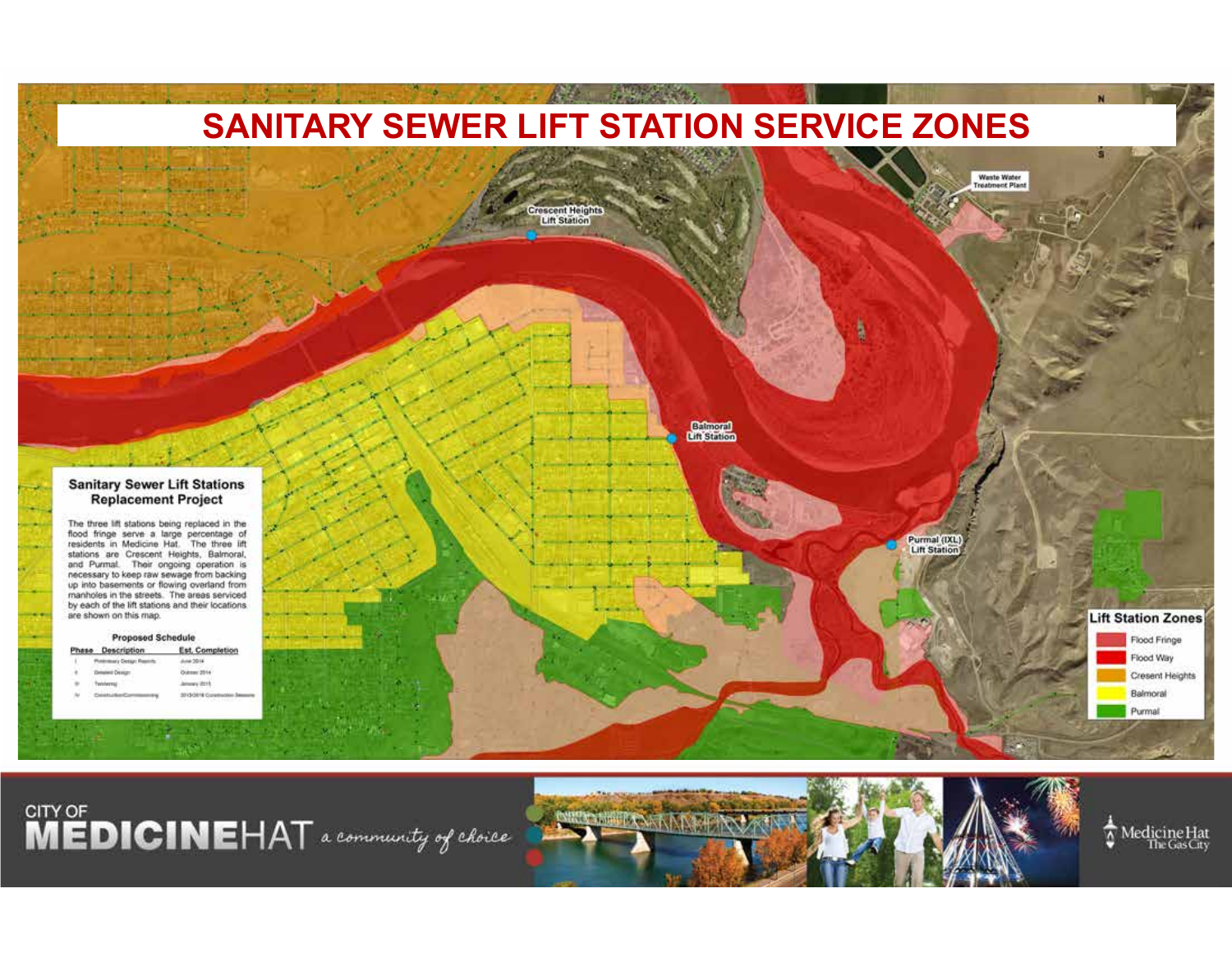# SANITARY SEWER LIFT STATION SERVICE ZONES

Waste Water Treatment Plant

Crescent Heights Lift Station

Balmoral Lift Station

Purmal (IXL) Lift Station

## Sanitary Sewer Lift Stations Replacement Project

The three lift stations being replaced in the flood fringe serve a large percentage of residents in Medicine Hat. The three lift stations are Crescent Heights, Balmoral, and Purmal. Their ongoing operation is necessary to keep raw sewage from backing up into basements or flowing overland from manholes in the streets. The areas serviced by each of the lift stations and their locations are shown on this map.

### Proposed Schedule

| Phase | Description | Est. Completion |
|---|---|---|
| I | Preliminary Design Reports | June 2014 |
| II | Detailed Design | October 2014 |
| III | Tendering | January 2015 |
| IV | Construction/Commissioning | 2015/2016 Construction Seasons |

### Lift Station Zones

- Flood Fringe
- Flood Way
- Cresent Heights
- Balmoral
- Purmal

CITY OF MEDICINEHAT *a community of choice*

Medicine Hat The Gas City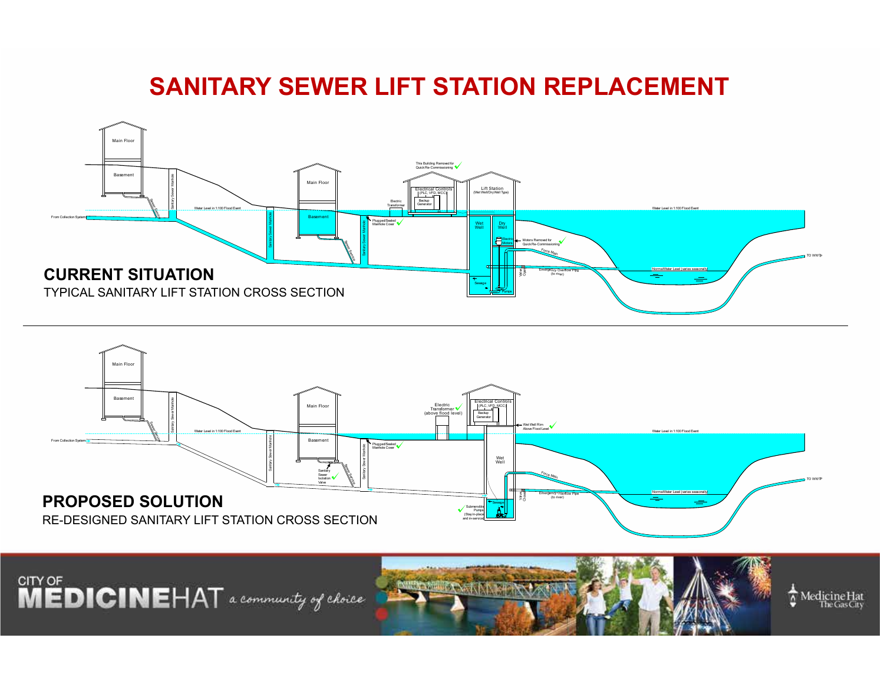# SANITARY SEWER LIFT STATION REPLACEMENT

Main Floor

Basement

Sanitary Sewer Manhole

Sewer Service

From Collection System

Water Level in 1:100 Flood Event

Main Floor

Basement

Sanitary Sewer Manhole

Sewer Service

Plugged/Sealed Manhole Cover

This Building Removed for Quick Re-Commissioning

Electrical Controls (PLC, VFD, MCC)

Backup Generator

Electric Transformer

Lift Station (Wet Well/Dry Well Type)

Wet Well

Dry Well

Electric Motors

Motors Removed for Quick Re-Commissioning

Force Main

Emergency Overflow Pipe (to river)

Valve Chamber

Sewage

Pumps

Water Level in 1:100 Flood Event

Normal Water Level (varies seasonally)

TO WWTP

## CURRENT SITUATION

TYPICAL SANITARY LIFT STATION CROSS SECTION

Main Floor

Basement

Sanitary Sewer Manhole

Sewer Service

From Collection System

Water Level in 1:100 Flood Event

Main Floor

Basement

Sanitary Sewer Isolation Valve

Sanitary Sewer Manhole

Sewer Service

Plugged/Sealed Manhole Cover

Electric Transformer (above flood level)

Electrical Controls (PLC, VFD, MCC)

Backup Generator

Wet Well Rim Above Flood Level

Wet Well

Force Main

Emergency Overflow Pipe (to river)

Valve Chamber

Sewage

Submersible Pumps (Stay in-place and in-service)

Water Level in 1:100 Flood Event

Normal Water Level (varies seasonally)

TO WWTP

## PROPOSED SOLUTION

RE-DESIGNED SANITARY LIFT STATION CROSS SECTION

CITY OF MEDICINE HAT *a community of choice*

Medicine Hat The Gas City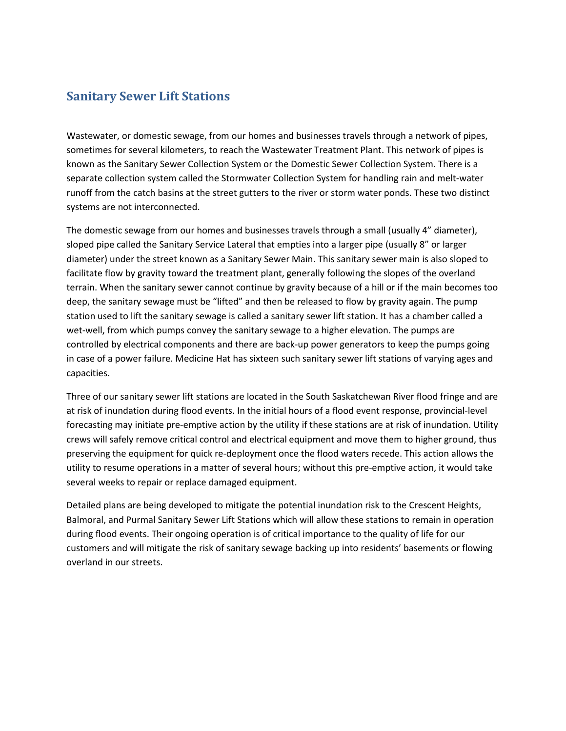## Sanitary Sewer Lift Stations

Wastewater, or domestic sewage, from our homes and businesses travels through a network of pipes, sometimes for several kilometers, to reach the Wastewater Treatment Plant. This network of pipes is known as the Sanitary Sewer Collection System or the Domestic Sewer Collection System. There is a separate collection system called the Stormwater Collection System for handling rain and melt-water runoff from the catch basins at the street gutters to the river or storm water ponds. These two distinct systems are not interconnected.

The domestic sewage from our homes and businesses travels through a small (usually 4” diameter), sloped pipe called the Sanitary Service Lateral that empties into a larger pipe (usually 8” or larger diameter) under the street known as a Sanitary Sewer Main. This sanitary sewer main is also sloped to facilitate flow by gravity toward the treatment plant, generally following the slopes of the overland terrain. When the sanitary sewer cannot continue by gravity because of a hill or if the main becomes too deep, the sanitary sewage must be “lifted” and then be released to flow by gravity again. The pump station used to lift the sanitary sewage is called a sanitary sewer lift station. It has a chamber called a wet-well, from which pumps convey the sanitary sewage to a higher elevation. The pumps are controlled by electrical components and there are back-up power generators to keep the pumps going in case of a power failure. Medicine Hat has sixteen such sanitary sewer lift stations of varying ages and capacities.

Three of our sanitary sewer lift stations are located in the South Saskatchewan River flood fringe and are at risk of inundation during flood events. In the initial hours of a flood event response, provincial-level forecasting may initiate pre-emptive action by the utility if these stations are at risk of inundation. Utility crews will safely remove critical control and electrical equipment and move them to higher ground, thus preserving the equipment for quick re-deployment once the flood waters recede. This action allows the utility to resume operations in a matter of several hours; without this pre-emptive action, it would take several weeks to repair or replace damaged equipment.

Detailed plans are being developed to mitigate the potential inundation risk to the Crescent Heights, Balmoral, and Purmal Sanitary Sewer Lift Stations which will allow these stations to remain in operation during flood events. Their ongoing operation is of critical importance to the quality of life for our customers and will mitigate the risk of sanitary sewage backing up into residents’ basements or flowing overland in our streets.